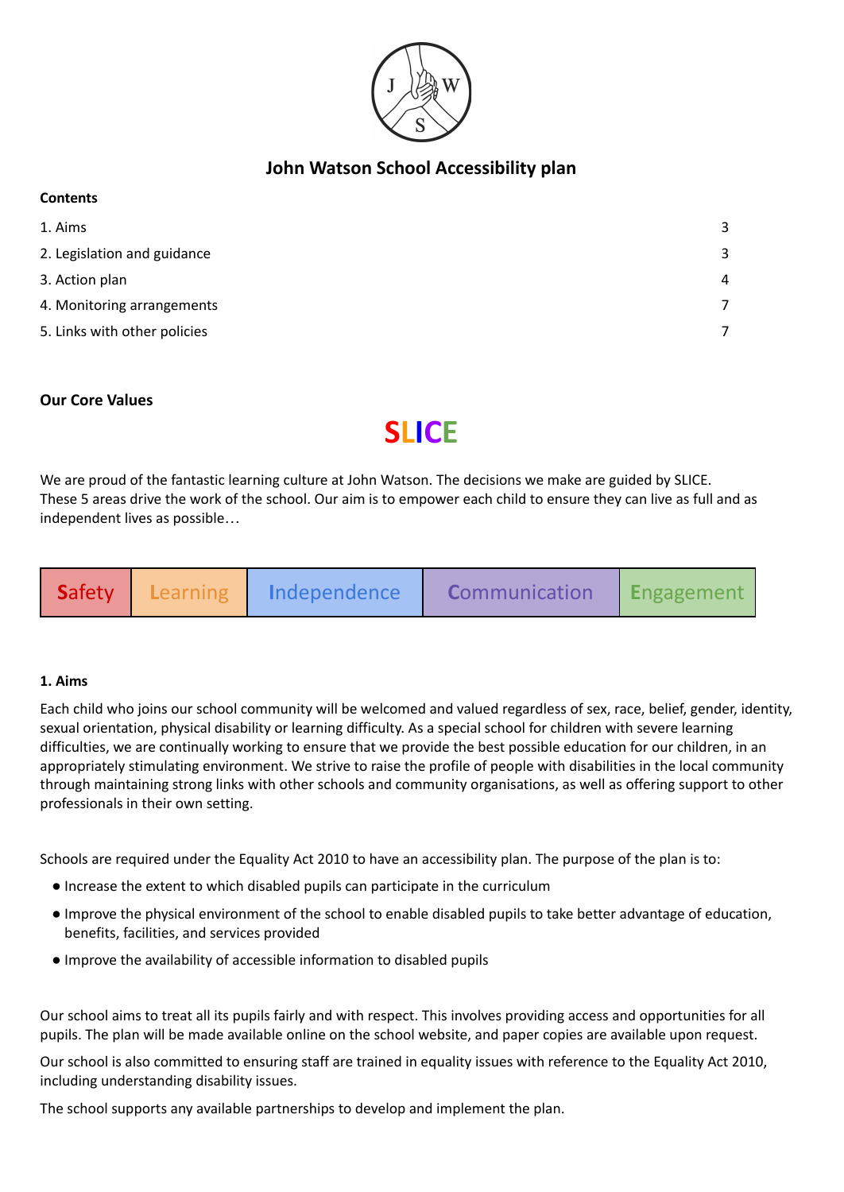# John Watson School Accessibility plan

**Contents**

| | |
|---|---|
| 1. Aims | 3 |
| 2. Legislation and guidance | 3 |
| 3. Action plan | 4 |
| 4. Monitoring arrangements | 7 |
| 5. Links with other policies | 7 |

**Our Core Values**

**SLICE**

We are proud of the fantastic learning culture at John Watson. The decisions we make are guided by SLICE. These 5 areas drive the work of the school. Our aim is to empower each child to ensure they can live as full and as independent lives as possible…

| Safety | Learning | Independence | Communication | Engagement |
|---|---|---|---|---|

**1. Aims**

Each child who joins our school community will be welcomed and valued regardless of sex, race, belief, gender, identity, sexual orientation, physical disability or learning difficulty. As a special school for children with severe learning difficulties, we are continually working to ensure that we provide the best possible education for our children, in an appropriately stimulating environment. We strive to raise the profile of people with disabilities in the local community through maintaining strong links with other schools and community organisations, as well as offering support to other professionals in their own setting.

Schools are required under the Equality Act 2010 to have an accessibility plan. The purpose of the plan is to:

- Increase the extent to which disabled pupils can participate in the curriculum
- Improve the physical environment of the school to enable disabled pupils to take better advantage of education, benefits, facilities, and services provided
- Improve the availability of accessible information to disabled pupils

Our school aims to treat all its pupils fairly and with respect. This involves providing access and opportunities for all pupils. The plan will be made available online on the school website, and paper copies are available upon request.

Our school is also committed to ensuring staff are trained in equality issues with reference to the Equality Act 2010, including understanding disability issues.

The school supports any available partnerships to develop and implement the plan.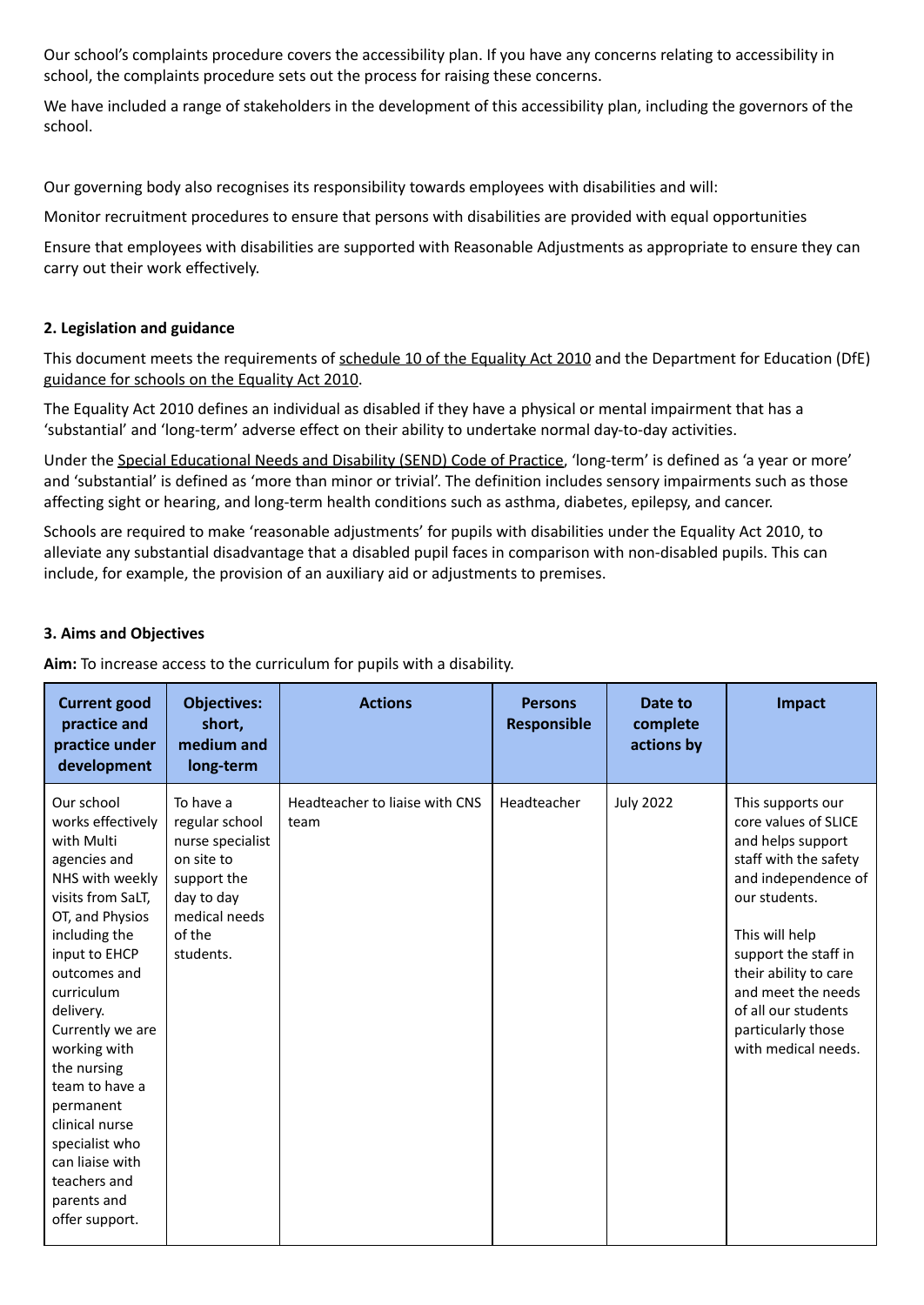Our school's complaints procedure covers the accessibility plan. If you have any concerns relating to accessibility in school, the complaints procedure sets out the process for raising these concerns.

We have included a range of stakeholders in the development of this accessibility plan, including the governors of the school.

Our governing body also recognises its responsibility towards employees with disabilities and will:

Monitor recruitment procedures to ensure that persons with disabilities are provided with equal opportunities

Ensure that employees with disabilities are supported with Reasonable Adjustments as appropriate to ensure they can carry out their work effectively.

### 2. Legislation and guidance

This document meets the requirements of schedule 10 of the Equality Act 2010 and the Department for Education (DfE) guidance for schools on the Equality Act 2010.

The Equality Act 2010 defines an individual as disabled if they have a physical or mental impairment that has a 'substantial' and 'long-term' adverse effect on their ability to undertake normal day-to-day activities.

Under the Special Educational Needs and Disability (SEND) Code of Practice, 'long-term' is defined as 'a year or more' and 'substantial' is defined as 'more than minor or trivial'. The definition includes sensory impairments such as those affecting sight or hearing, and long-term health conditions such as asthma, diabetes, epilepsy, and cancer.

Schools are required to make 'reasonable adjustments' for pupils with disabilities under the Equality Act 2010, to alleviate any substantial disadvantage that a disabled pupil faces in comparison with non-disabled pupils. This can include, for example, the provision of an auxiliary aid or adjustments to premises.

### 3. Aims and Objectives

**Aim:** To increase access to the curriculum for pupils with a disability.

| Current good practice and practice under development | Objectives: short, medium and long-term | Actions | Persons Responsible | Date to complete actions by | Impact |
|---|---|---|---|---|---|
| Our school works effectively with Multi agencies and NHS with weekly visits from SaLT, OT, and Physios including the input to EHCP outcomes and curriculum delivery. Currently we are working with the nursing team to have a permanent clinical nurse specialist who can liaise with teachers and parents and offer support. | To have a regular school nurse specialist on site to support the day to day medical needs of the students. | Headteacher to liaise with CNS team | Headteacher | July 2022 | This supports our core values of SLICE and helps support staff with the safety and independence of our students.<br><br>This will help support the staff in their ability to care and meet the needs of all our students particularly those with medical needs. |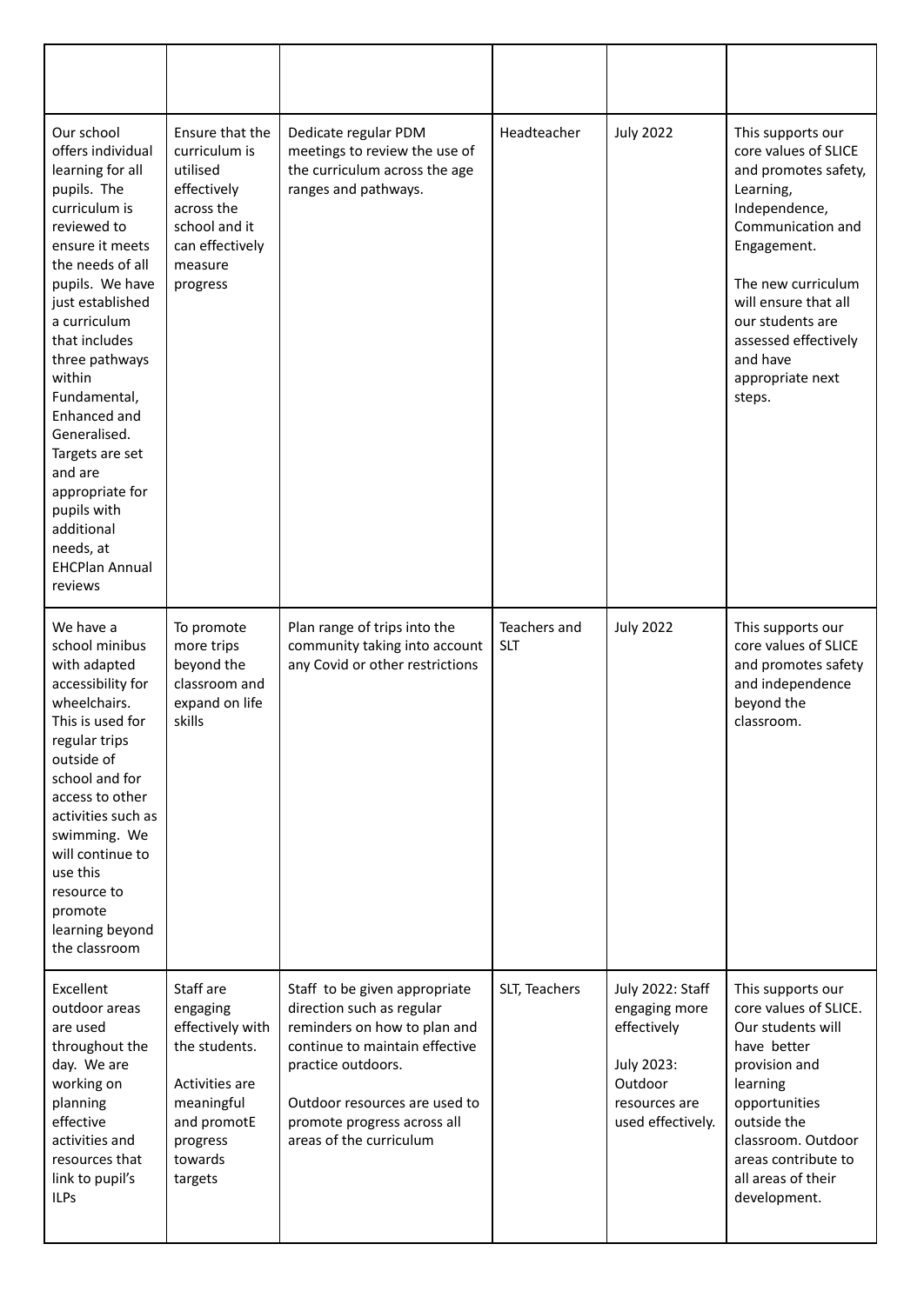| | | | | | |
|---|---|---|---|---|---|
| Our school offers individual learning for all pupils. The curriculum is reviewed to ensure it meets the needs of all pupils. We have just established a curriculum that includes three pathways within Fundamental, Enhanced and Generalised. Targets are set and are appropriate for pupils with additional needs, at EHCPlan Annual reviews | Ensure that the curriculum is utilised effectively across the school and it can effectively measure progress | Dedicate regular PDM meetings to review the use of the curriculum across the age ranges and pathways. | Headteacher | July 2022 | This supports our core values of SLICE and promotes safety, Learning, Independence, Communication and Engagement.<br><br>The new curriculum will ensure that all our students are assessed effectively and have appropriate next steps. |
| We have a school minibus with adapted accessibility for wheelchairs. This is used for regular trips outside of school and for access to other activities such as swimming. We will continue to use this resource to promote learning beyond the classroom | To promote more trips beyond the classroom and expand on life skills | Plan range of trips into the community taking into account any Covid or other restrictions | Teachers and SLT | July 2022 | This supports our core values of SLICE and promotes safety and independence beyond the classroom. |
| Excellent outdoor areas are used throughout the day. We are working on planning effective activities and resources that link to pupil's ILPs | Staff are engaging effectively with the students.<br><br>Activities are meaningful and promotE progress towards targets | Staff to be given appropriate direction such as regular reminders on how to plan and continue to maintain effective practice outdoors.<br><br>Outdoor resources are used to promote progress across all areas of the curriculum | SLT, Teachers | July 2022: Staff engaging more effectively<br><br>July 2023: Outdoor resources are used effectively. | This supports our core values of SLICE. Our students will have better provision and learning opportunities outside the classroom. Outdoor areas contribute to all areas of their development. |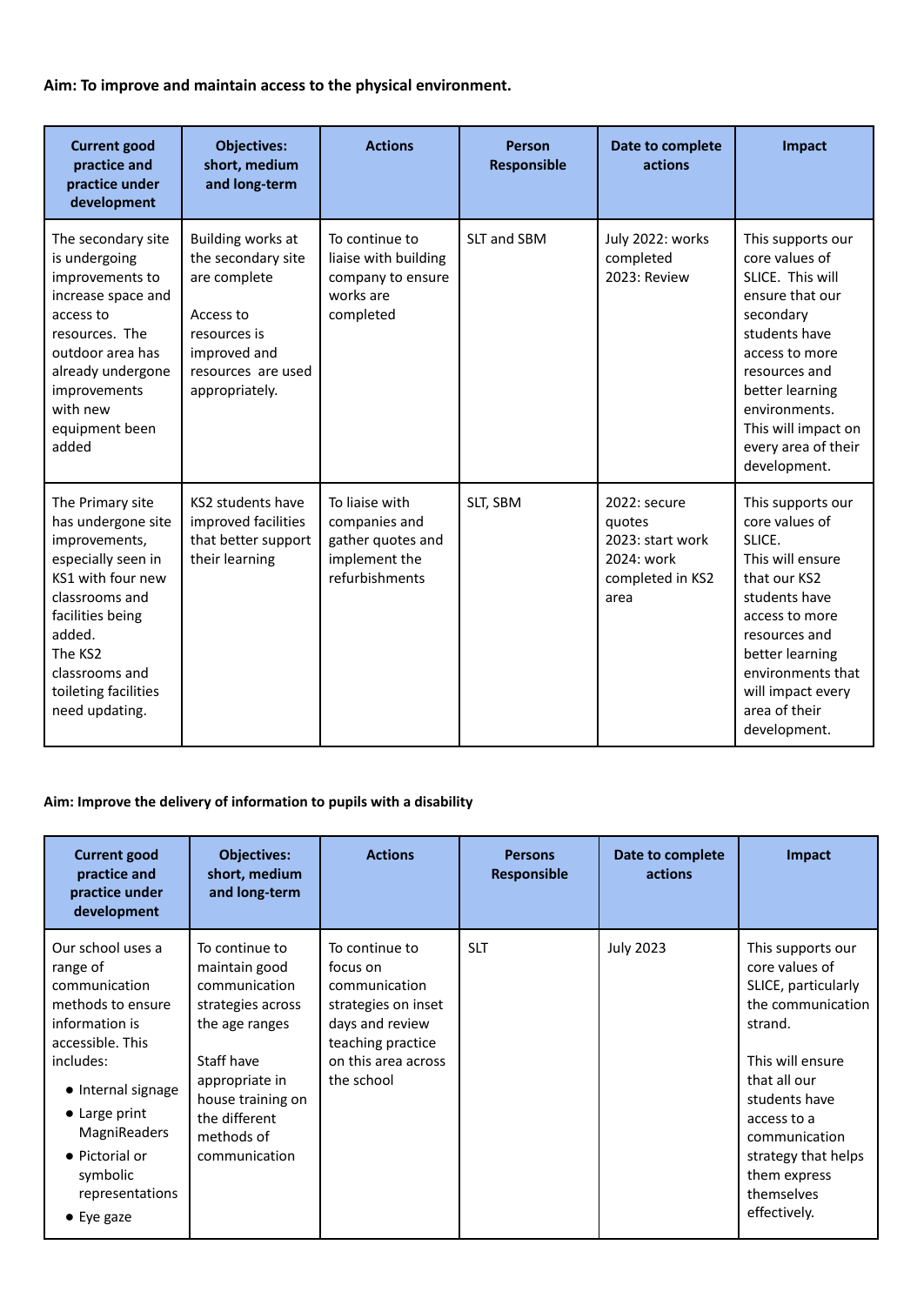**Aim: To improve and maintain access to the physical environment.**

| Current good practice and practice under development | Objectives: short, medium and long-term | Actions | Person Responsible | Date to complete actions | Impact |
|---|---|---|---|---|---|
| The secondary site is undergoing improvements to increase space and access to resources. The outdoor area has already undergone improvements with new equipment been added | Building works at the secondary site are complete<br><br>Access to resources is improved and resources are used appropriately. | To continue to liaise with building company to ensure works are completed | SLT and SBM | July 2022: works completed<br>2023: Review | This supports our core values of SLICE. This will ensure that our secondary students have access to more resources and better learning environments. This will impact on every area of their development. |
| The Primary site has undergone site improvements, especially seen in KS1 with four new classrooms and facilities being added.<br>The KS2 classrooms and toileting facilities need updating. | KS2 students have improved facilities that better support their learning | To liaise with companies and gather quotes and implement the refurbishments | SLT, SBM | 2022: secure quotes<br>2023: start work<br>2024: work completed in KS2 area | This supports our core values of SLICE.<br>This will ensure that our KS2 students have access to more resources and better learning environments that will impact every area of their development. |

**Aim: Improve the delivery of information to pupils with a disability**

| Current good practice and practice under development | Objectives: short, medium and long-term | Actions | Persons Responsible | Date to complete actions | Impact |
|---|---|---|---|---|---|
| Our school uses a range of communication methods to ensure information is accessible. This includes:<br>• Internal signage<br>• Large print MagniReaders<br>• Pictorial or symbolic representations<br>• Eye gaze | To continue to maintain good communication strategies across the age ranges<br><br>Staff have appropriate in house training on the different methods of communication | To continue to focus on communication strategies on inset days and review teaching practice on this area across the school | SLT | July 2023 | This supports our core values of SLICE, particularly the communication strand.<br><br>This will ensure that all our students have access to a communication strategy that helps them express themselves effectively. |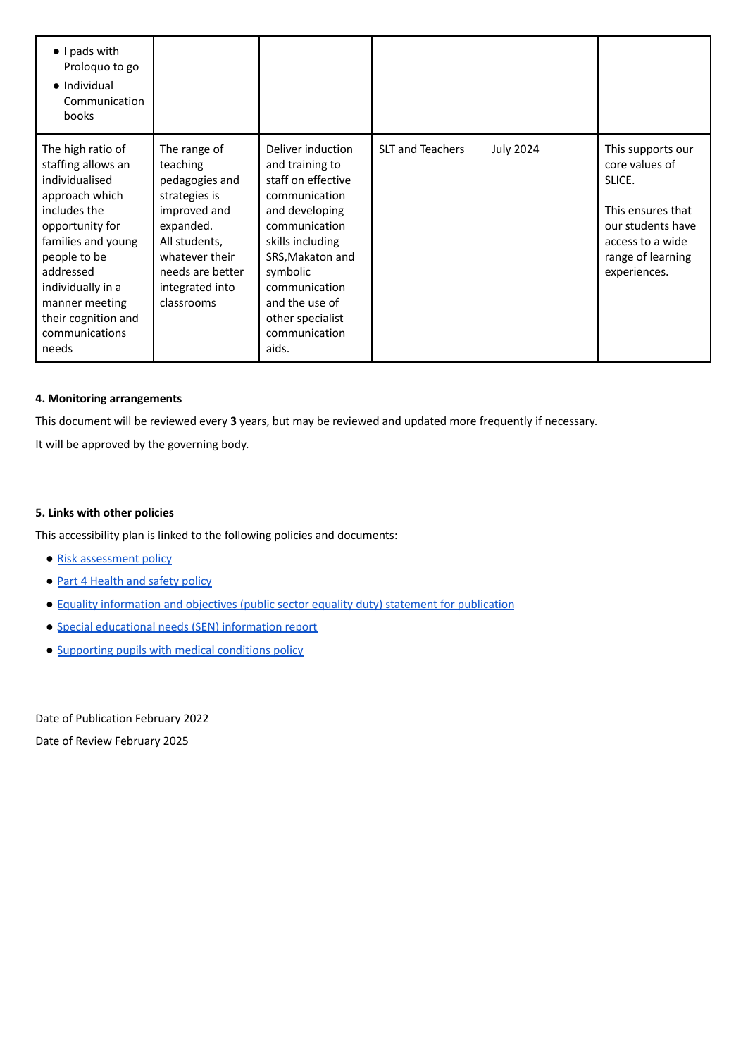| | | | | | |
|---|---|---|---|---|---|
| • I pads with Proloquo to go<br>• Individual Communication books | | | | | |
| The high ratio of staffing allows an individualised approach which includes the opportunity for families and young people to be addressed individually in a manner meeting their cognition and communications needs | The range of teaching pedagogies and strategies is improved and expanded. All students, whatever their needs are better integrated into classrooms | Deliver induction and training to staff on effective communication and developing communication skills including SRS,Makaton and symbolic communication and the use of other specialist communication aids. | SLT and Teachers | July 2024 | This supports our core values of SLICE.<br><br>This ensures that our students have access to a wide range of learning experiences. |

**4. Monitoring arrangements**

This document will be reviewed every **3** years, but may be reviewed and updated more frequently if necessary.

It will be approved by the governing body.

**5. Links with other policies**

This accessibility plan is linked to the following policies and documents:

- Risk assessment policy
- Part 4 Health and safety policy
- Equality information and objectives (public sector equality duty) statement for publication
- Special educational needs (SEN) information report
- Supporting pupils with medical conditions policy

Date of Publication February 2022

Date of Review February 2025